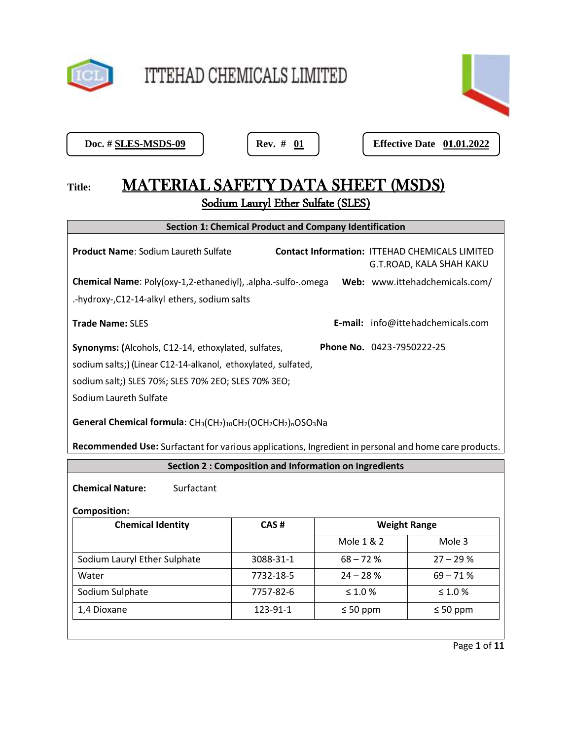# ITTEHAD CHEMICALS LIMITED

**Doc. # SLES-MSDS-09** | **Rev. # 01** | **Effective Date 01.01.2022**

**Title:** **MATERIAL SAFETY DATA SHEET (MSDS)**

## Sodium Lauryl Ether Sulfate (SLES)

### Section 1: Chemical Product and Company Identification

**Product Name**: Sodium Laureth Sulfate

**Contact Information:** ITTEHAD CHEMICALS LIMITED
G.T.ROAD, KALA SHAH KAKU

**Chemical Name**: Poly(oxy-1,2-ethanediyl), .alpha.-sulfo-.omega .-hydroxy-,C12-14-alkyl ethers, sodium salts

**Web:** www.ittehadchemicals.com/

**Trade Name:** SLES

**E-mail:** info@ittehadchemicals.com

**Synonyms: (**Alcohols, C12-14, ethoxylated, sulfates, sodium salts;) (Linear C12-14-alkanol, ethoxylated, sulfated, sodium salt;) SLES 70%; SLES 70% 2EO; SLES 70% 3EO; Sodium Laureth Sulfate

**Phone No.** 0423-7950222-25

**General Chemical formula**: $CH_3(CH_2)_{10}CH_2(OCH_2CH_2)_nOSO_3Na$

**Recommended Use:** Surfactant for various applications, Ingredient in personal and home care products.

### Section 2 : Composition and Information on Ingredients

**Chemical Nature:** Surfactant

**Composition:**

| Chemical Identity | CAS # | Weight Range | |
|---|---|---|---|
| | | Mole 1 & 2 | Mole 3 |
| Sodium Lauryl Ether Sulphate | 3088-31-1 | 68 – 72 % | 27 – 29 % |
| Water | 7732-18-5 | 24 – 28 % | 69 – 71 % |
| Sodium Sulphate | 7757-82-6 | ≤ 1.0 % | ≤ 1.0 % |
| 1,4 Dioxane | 123-91-1 | ≤ 50 ppm | ≤ 50 ppm |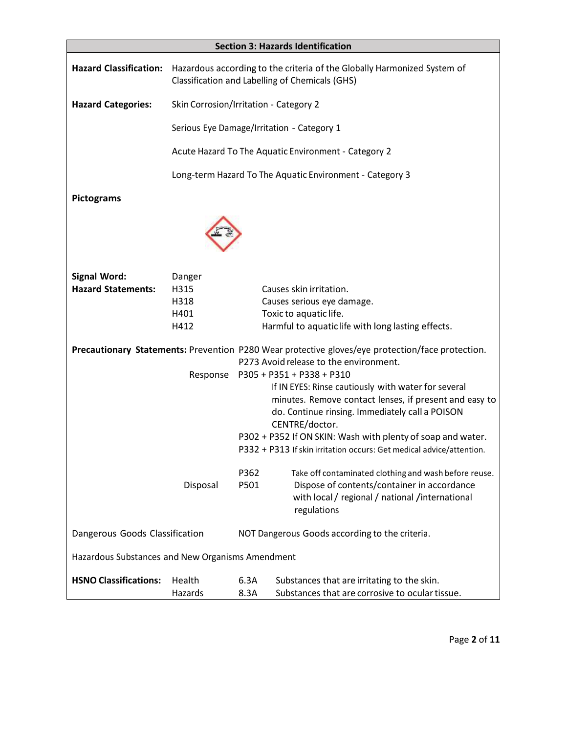## Section 3: Hazards Identification

**Hazard Classification:** Hazardous according to the criteria of the Globally Harmonized System of Classification and Labelling of Chemicals (GHS)

**Hazard Categories:**

Skin Corrosion/Irritation - Category 2

Serious Eye Damage/Irritation - Category 1

Acute Hazard To The Aquatic Environment - Category 2

Long-term Hazard To The Aquatic Environment - Category 3

**Pictograms**

**Signal Word:** Danger

**Hazard Statements:**

| | |
|---|---|
| H315 | Causes skin irritation. |
| H318 | Causes serious eye damage. |
| H401 | Toxic to aquatic life. |
| H412 | Harmful to aquatic life with long lasting effects. |

**Precautionary Statements:**

Prevention

- P280 Wear protective gloves/eye protection/face protection.
- P273 Avoid release to the environment.

Response

- P305 + P351 + P338 + P310 If IN EYES: Rinse cautiously with water for several minutes. Remove contact lenses, if present and easy to do. Continue rinsing. Immediately call a POISON CENTRE/doctor.
- P302 + P352 If ON SKIN: Wash with plenty of soap and water.
- P332 + P313 If skin irritation occurs: Get medical advice/attention.
- P362 Take off contaminated clothing and wash before reuse.

Disposal

- P501 Dispose of contents/container in accordance with local / regional / national /international regulations

Dangerous Goods Classification: NOT Dangerous Goods according to the criteria.

Hazardous Substances and New Organisms Amendment

**HSNO Classifications:** Health Hazards

| | |
|---|---|
| 6.3A | Substances that are irritating to the skin. |
| 8.3A | Substances that are corrosive to ocular tissue. |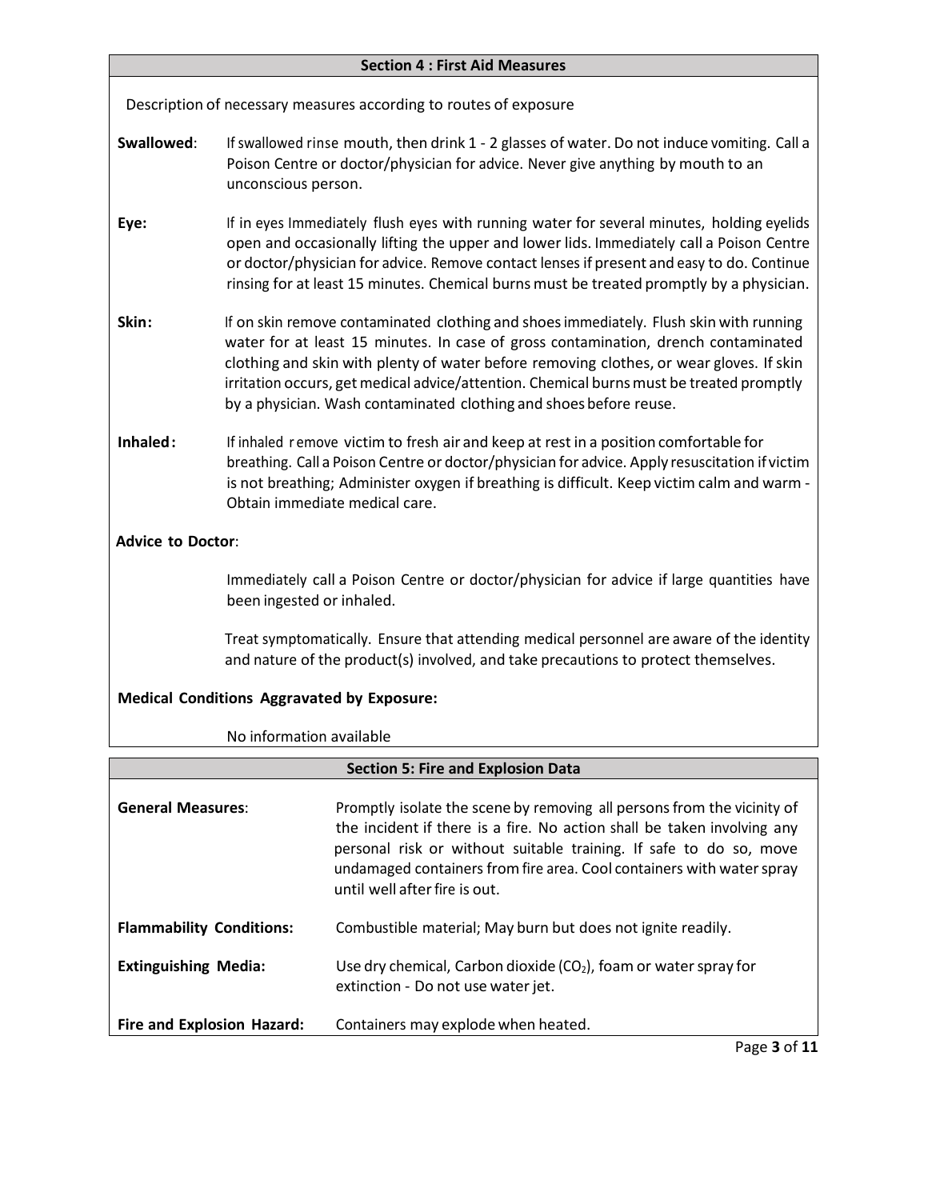## Section 4 : First Aid Measures

Description of necessary measures according to routes of exposure

**Swallowed**: If swallowed rinse mouth, then drink 1 - 2 glasses of water. Do not induce vomiting. Call a Poison Centre or doctor/physician for advice. Never give anything by mouth to an unconscious person.

**Eye:** If in eyes Immediately flush eyes with running water for several minutes, holding eyelids open and occasionally lifting the upper and lower lids. Immediately call a Poison Centre or doctor/physician for advice. Remove contact lenses if present and easy to do. Continue rinsing for at least 15 minutes. Chemical burns must be treated promptly by a physician.

**Skin:** If on skin remove contaminated clothing and shoes immediately. Flush skin with running water for at least 15 minutes. In case of gross contamination, drench contaminated clothing and skin with plenty of water before removing clothes, or wear gloves. If skin irritation occurs, get medical advice/attention. Chemical burns must be treated promptly by a physician. Wash contaminated clothing and shoes before reuse.

**Inhaled:** If inhaled remove victim to fresh air and keep at rest in a position comfortable for breathing. Call a Poison Centre or doctor/physician for advice. Apply resuscitation if victim is not breathing; Administer oxygen if breathing is difficult. Keep victim calm and warm - Obtain immediate medical care.

**Advice to Doctor**:

Immediately call a Poison Centre or doctor/physician for advice if large quantities have been ingested or inhaled.

Treat symptomatically. Ensure that attending medical personnel are aware of the identity and nature of the product(s) involved, and take precautions to protect themselves.

**Medical Conditions Aggravated by Exposure:**

No information available

## Section 5: Fire and Explosion Data

**General Measures**: Promptly isolate the scene by removing all persons from the vicinity of the incident if there is a fire. No action shall be taken involving any personal risk or without suitable training. If safe to do so, move undamaged containers from fire area. Cool containers with water spray until well after fire is out.

**Flammability Conditions:** Combustible material; May burn but does not ignite readily.

**Extinguishing Media:** Use dry chemical, Carbon dioxide ($CO_2$), foam or water spray for extinction - Do not use water jet.

**Fire and Explosion Hazard:** Containers may explode when heated.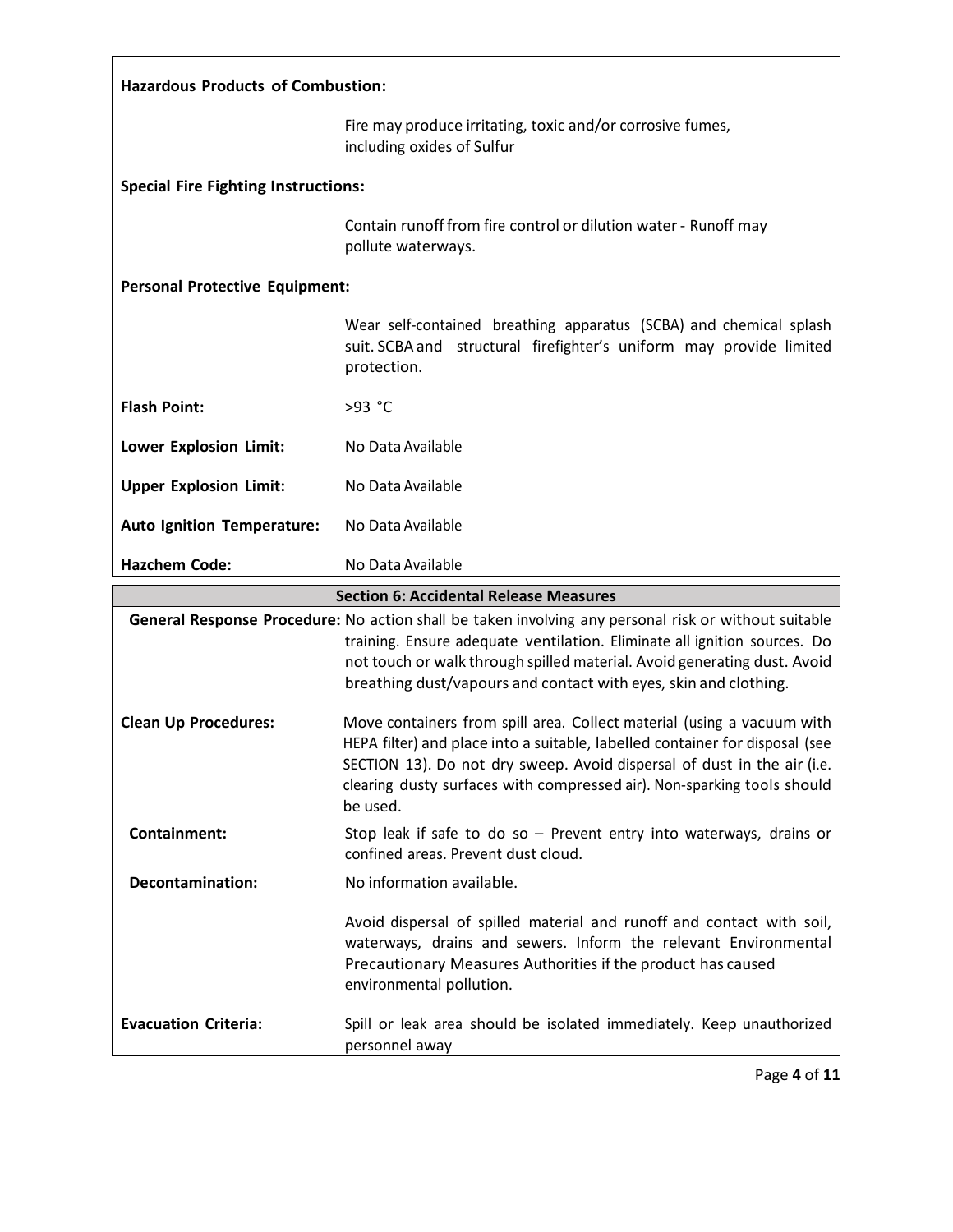**Hazardous Products of Combustion:**

Fire may produce irritating, toxic and/or corrosive fumes, including oxides of Sulfur

**Special Fire Fighting Instructions:**

Contain runoff from fire control or dilution water - Runoff may pollute waterways.

**Personal Protective Equipment:**

Wear self-contained breathing apparatus (SCBA) and chemical splash suit. SCBA and structural firefighter's uniform may provide limited protection.

| | |
|---|---|
| **Flash Point:** | >93 °C |
| **Lower Explosion Limit:** | No Data Available |
| **Upper Explosion Limit:** | No Data Available |
| **Auto Ignition Temperature:** | No Data Available |
| **Hazchem Code:** | No Data Available |

## Section 6: Accidental Release Measures

**General Response Procedure:** No action shall be taken involving any personal risk or without suitable training. Ensure adequate ventilation. Eliminate all ignition sources. Do not touch or walk through spilled material. Avoid generating dust. Avoid breathing dust/vapours and contact with eyes, skin and clothing.

**Clean Up Procedures:** Move containers from spill area. Collect material (using a vacuum with HEPA filter) and place into a suitable, labelled container for disposal (see SECTION 13). Do not dry sweep. Avoid dispersal of dust in the air (i.e. clearing dusty surfaces with compressed air). Non-sparking tools should be used.

**Containment:** Stop leak if safe to do so – Prevent entry into waterways, drains or confined areas. Prevent dust cloud.

**Decontamination:** No information available.

Avoid dispersal of spilled material and runoff and contact with soil, waterways, drains and sewers. Inform the relevant Environmental Precautionary Measures Authorities if the product has caused environmental pollution.

**Evacuation Criteria:** Spill or leak area should be isolated immediately. Keep unauthorized personnel away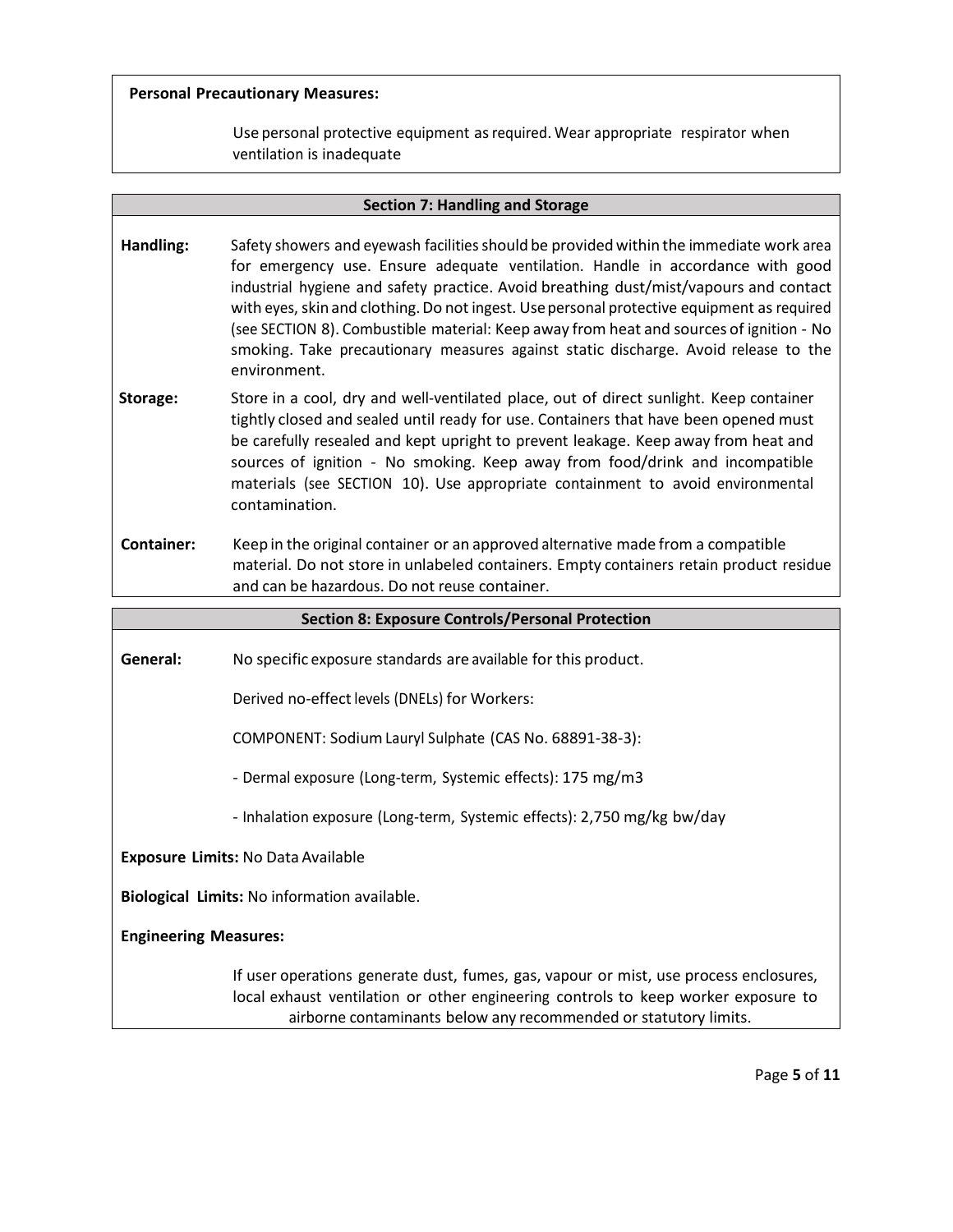**Personal Precautionary Measures:**

Use personal protective equipment as required. Wear appropriate respirator when ventilation is inadequate

## Section 7: Handling and Storage

**Handling:** Safety showers and eyewash facilities should be provided within the immediate work area for emergency use. Ensure adequate ventilation. Handle in accordance with good industrial hygiene and safety practice. Avoid breathing dust/mist/vapours and contact with eyes, skin and clothing. Do not ingest. Use personal protective equipment as required (see SECTION 8). Combustible material: Keep away from heat and sources of ignition - No smoking. Take precautionary measures against static discharge. Avoid release to the environment.

**Storage:** Store in a cool, dry and well-ventilated place, out of direct sunlight. Keep container tightly closed and sealed until ready for use. Containers that have been opened must be carefully resealed and kept upright to prevent leakage. Keep away from heat and sources of ignition - No smoking. Keep away from food/drink and incompatible materials (see SECTION 10). Use appropriate containment to avoid environmental contamination.

**Container:** Keep in the original container or an approved alternative made from a compatible material. Do not store in unlabeled containers. Empty containers retain product residue and can be hazardous. Do not reuse container.

## Section 8: Exposure Controls/Personal Protection

**General:** No specific exposure standards are available for this product.

Derived no-effect levels (DNELs) for Workers:

COMPONENT: Sodium Lauryl Sulphate (CAS No. 68891-38-3):

- Dermal exposure (Long-term, Systemic effects): 175 mg/m3
- Inhalation exposure (Long-term, Systemic effects): 2,750 mg/kg bw/day

**Exposure Limits:** No Data Available

**Biological Limits:** No information available.

**Engineering Measures:**

If user operations generate dust, fumes, gas, vapour or mist, use process enclosures, local exhaust ventilation or other engineering controls to keep worker exposure to airborne contaminants below any recommended or statutory limits.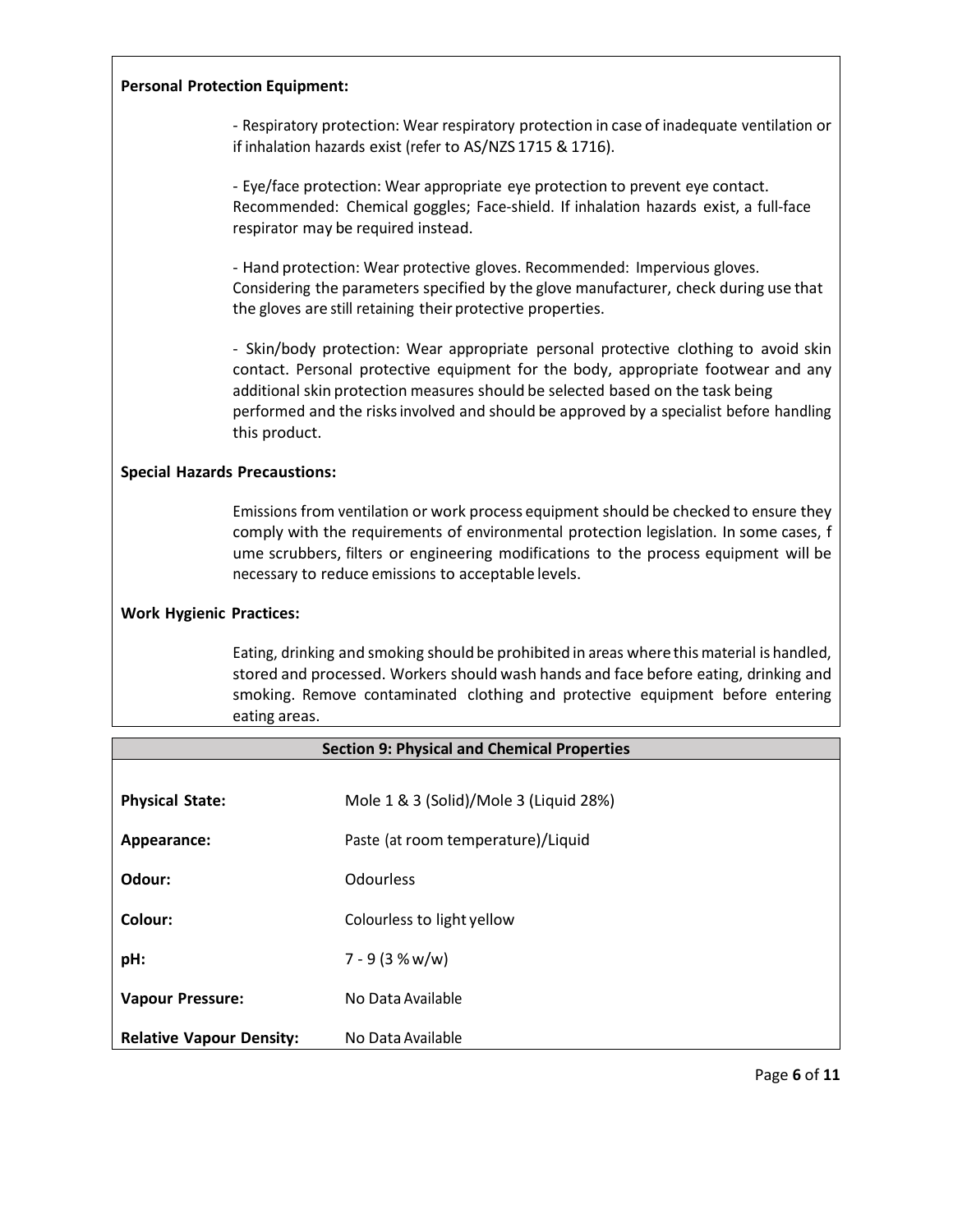**Personal Protection Equipment:**

- Respiratory protection: Wear respiratory protection in case of inadequate ventilation or if inhalation hazards exist (refer to AS/NZS 1715 & 1716).

- Eye/face protection: Wear appropriate eye protection to prevent eye contact. Recommended: Chemical goggles; Face-shield. If inhalation hazards exist, a full-face respirator may be required instead.

- Hand protection: Wear protective gloves. Recommended: Impervious gloves. Considering the parameters specified by the glove manufacturer, check during use that the gloves are still retaining their protective properties.

- Skin/body protection: Wear appropriate personal protective clothing to avoid skin contact. Personal protective equipment for the body, appropriate footwear and any additional skin protection measures should be selected based on the task being performed and the risks involved and should be approved by a specialist before handling this product.

**Special Hazards Precaustions:**

Emissions from ventilation or work process equipment should be checked to ensure they comply with the requirements of environmental protection legislation. In some cases, f ume scrubbers, filters or engineering modifications to the process equipment will be necessary to reduce emissions to acceptable levels.

**Work Hygienic Practices:**

Eating, drinking and smoking should be prohibited in areas where this material is handled, stored and processed. Workers should wash hands and face before eating, drinking and smoking. Remove contaminated clothing and protective equipment before entering eating areas.

## Section 9: Physical and Chemical Properties

| | |
|---|---|
| **Physical State:** | Mole 1 & 3 (Solid)/Mole 3 (Liquid 28%) |
| **Appearance:** | Paste (at room temperature)/Liquid |
| **Odour:** | Odourless |
| **Colour:** | Colourless to light yellow |
| **pH:** | 7 - 9 (3 % w/w) |
| **Vapour Pressure:** | No Data Available |
| **Relative Vapour Density:** | No Data Available |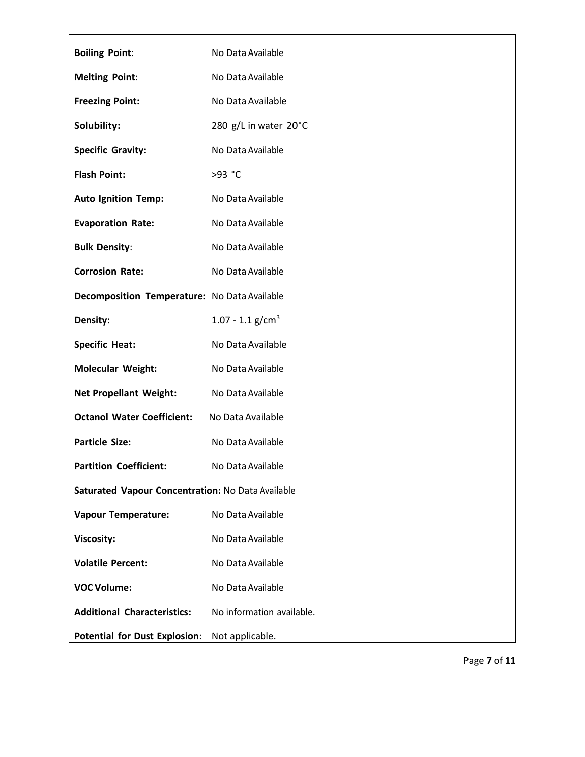**Boiling Point**: No Data Available

**Melting Point**: No Data Available

**Freezing Point:** No Data Available

**Solubility:** 280 g/L in water 20°C

**Specific Gravity:** No Data Available

**Flash Point:** >93 °C

**Auto Ignition Temp:** No Data Available

**Evaporation Rate:** No Data Available

**Bulk Density**: No Data Available

**Corrosion Rate:** No Data Available

**Decomposition Temperature:** No Data Available

**Density:** 1.07 - 1.1 g/cm$^3$

**Specific Heat:** No Data Available

**Molecular Weight:** No Data Available

**Net Propellant Weight:** No Data Available

**Octanol Water Coefficient:** No Data Available

**Particle Size:** No Data Available

**Partition Coefficient:** No Data Available

**Saturated Vapour Concentration:** No Data Available

**Vapour Temperature:** No Data Available

**Viscosity:** No Data Available

**Volatile Percent:** No Data Available

**VOC Volume:** No Data Available

**Additional Characteristics:** No information available.

**Potential for Dust Explosion**: Not applicable.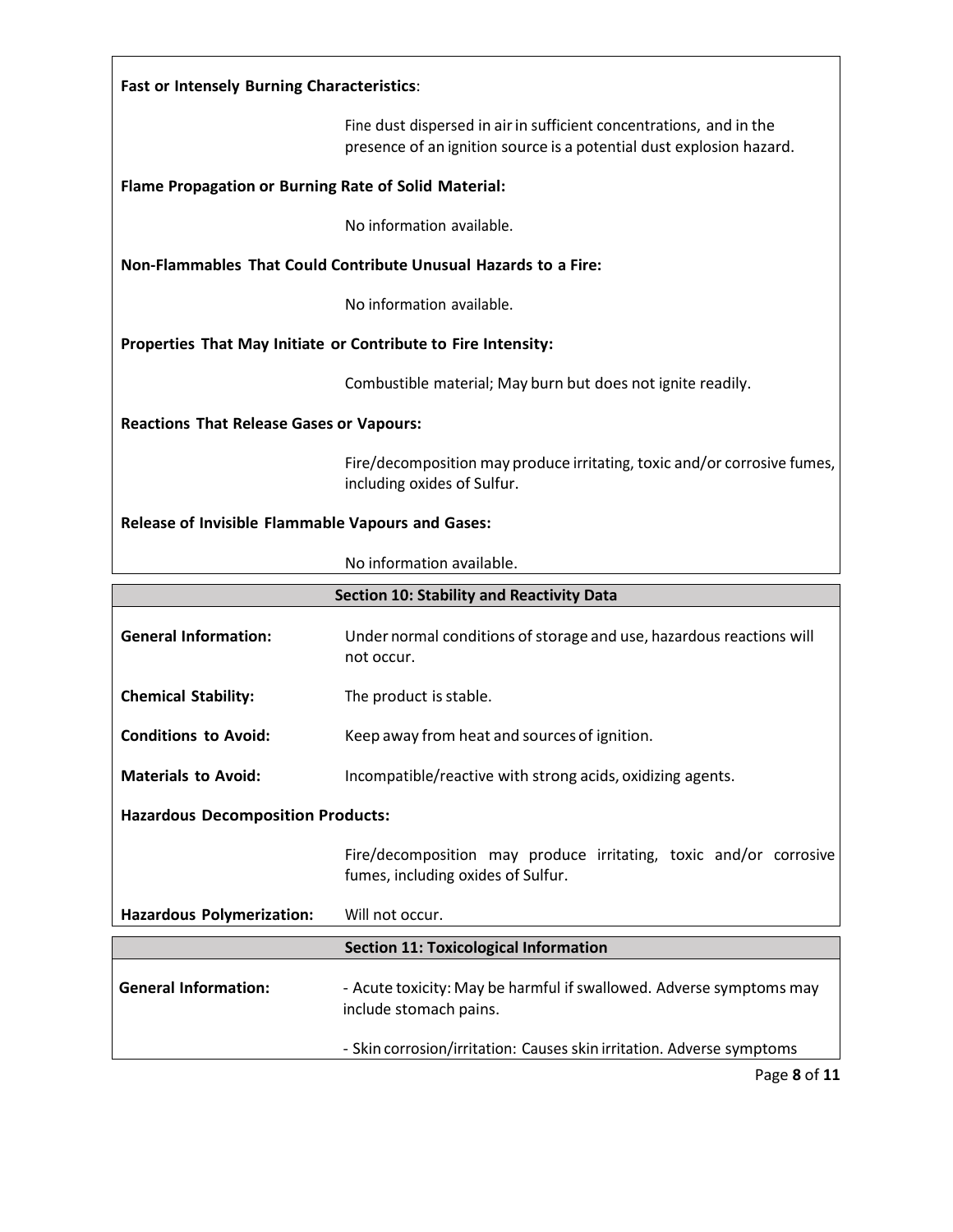**Fast or Intensely Burning Characteristics**:

Fine dust dispersed in air in sufficient concentrations, and in the presence of an ignition source is a potential dust explosion hazard.

**Flame Propagation or Burning Rate of Solid Material:**

No information available.

**Non-Flammables That Could Contribute Unusual Hazards to a Fire:**

No information available.

**Properties That May Initiate or Contribute to Fire Intensity:**

Combustible material; May burn but does not ignite readily.

**Reactions That Release Gases or Vapours:**

Fire/decomposition may produce irritating, toxic and/or corrosive fumes, including oxides of Sulfur.

**Release of Invisible Flammable Vapours and Gases:**

No information available.

## Section 10: Stability and Reactivity Data

**General Information:** Under normal conditions of storage and use, hazardous reactions will not occur.

**Chemical Stability:** The product is stable.

**Conditions to Avoid:** Keep away from heat and sources of ignition.

**Materials to Avoid:** Incompatible/reactive with strong acids, oxidizing agents.

**Hazardous Decomposition Products:**

Fire/decomposition may produce irritating, toxic and/or corrosive fumes, including oxides of Sulfur.

**Hazardous Polymerization:** Will not occur.

## Section 11: Toxicological Information

**General Information:** - Acute toxicity: May be harmful if swallowed. Adverse symptoms may include stomach pains.

- Skin corrosion/irritation: Causes skin irritation. Adverse symptoms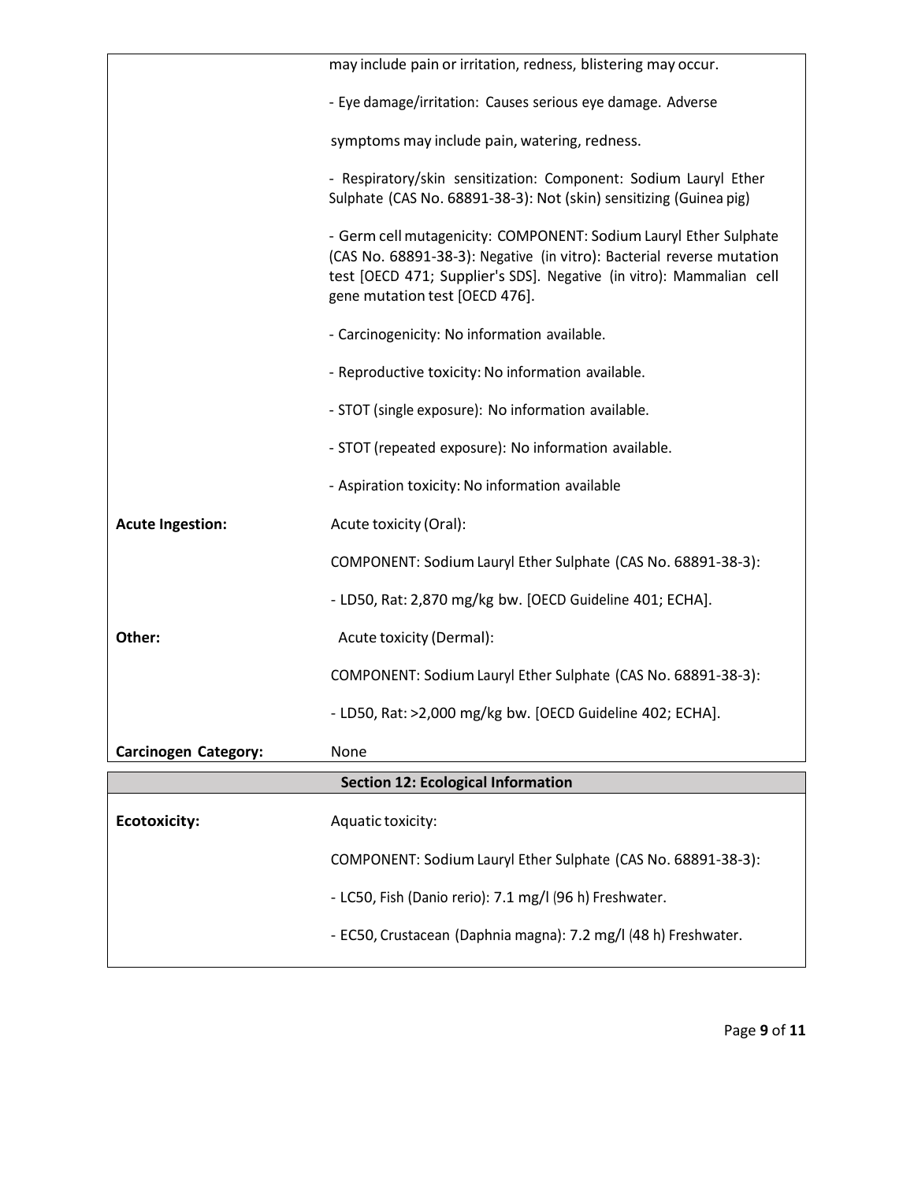| | |
|---|---|
| | may include pain or irritation, redness, blistering may occur. |
| | - Eye damage/irritation: Causes serious eye damage. Adverse symptoms may include pain, watering, redness. |
| | - Respiratory/skin sensitization: Component: Sodium Lauryl Ether Sulphate (CAS No. 68891-38-3): Not (skin) sensitizing (Guinea pig) |
| | - Germ cell mutagenicity: COMPONENT: Sodium Lauryl Ether Sulphate (CAS No. 68891-38-3): Negative (in vitro): Bacterial reverse mutation test [OECD 471; Supplier's SDS]. Negative (in vitro): Mammalian cell gene mutation test [OECD 476]. |
| | - Carcinogenicity: No information available. |
| | - Reproductive toxicity: No information available. |
| | - STOT (single exposure): No information available. |
| | - STOT (repeated exposure): No information available. |
| | - Aspiration toxicity: No information available |
| **Acute Ingestion:** | Acute toxicity (Oral): |
| | COMPONENT: Sodium Lauryl Ether Sulphate (CAS No. 68891-38-3): |
| | - LD50, Rat: 2,870 mg/kg bw. [OECD Guideline 401; ECHA]. |
| **Other:** | Acute toxicity (Dermal): |
| | COMPONENT: Sodium Lauryl Ether Sulphate (CAS No. 68891-38-3): |
| | - LD50, Rat: >2,000 mg/kg bw. [OECD Guideline 402; ECHA]. |
| **Carcinogen Category:** | None |

## Section 12: Ecological Information

| | |
|---|---|
| **Ecotoxicity:** | Aquatic toxicity: |
| | COMPONENT: Sodium Lauryl Ether Sulphate (CAS No. 68891-38-3): |
| | - LC50, Fish (Danio rerio): 7.1 mg/l (96 h) Freshwater. |
| | - EC50, Crustacean (Daphnia magna): 7.2 mg/l (48 h) Freshwater. |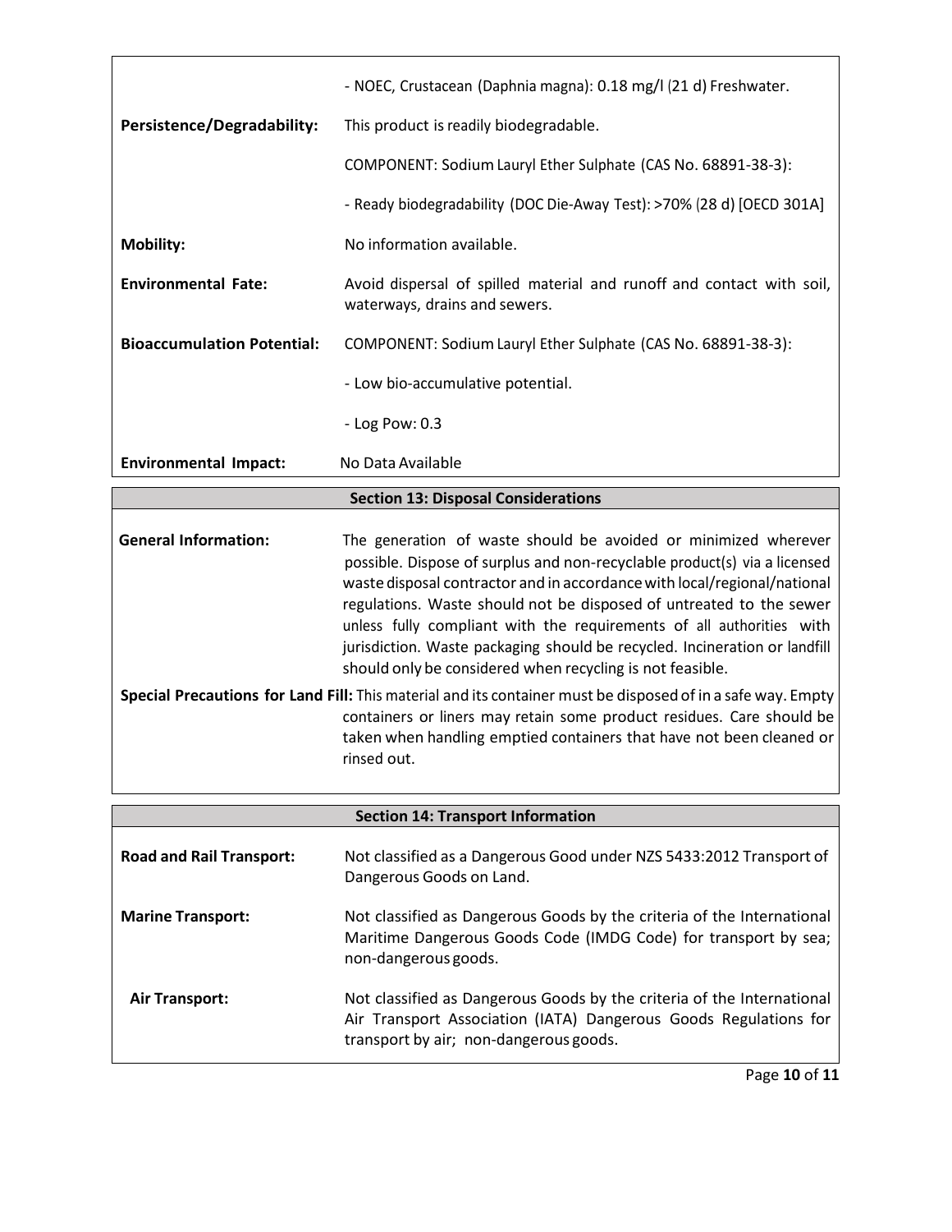| | |
|---|---|
| | - NOEC, Crustacean (Daphnia magna): 0.18 mg/l (21 d) Freshwater. |
| **Persistence/Degradability:** | This product is readily biodegradable. |
| | COMPONENT: Sodium Lauryl Ether Sulphate (CAS No. 68891-38-3): |
| | - Ready biodegradability (DOC Die-Away Test): >70% (28 d) [OECD 301A] |
| **Mobility:** | No information available. |
| **Environmental Fate:** | Avoid dispersal of spilled material and runoff and contact with soil, waterways, drains and sewers. |
| **Bioaccumulation Potential:** | COMPONENT: Sodium Lauryl Ether Sulphate (CAS No. 68891-38-3): |
| | - Low bio-accumulative potential. |
| | - Log Pow: 0.3 |
| **Environmental Impact:** | No Data Available |

## Section 13: Disposal Considerations

| | |
|---|---|
| **General Information:** | The generation of waste should be avoided or minimized wherever possible. Dispose of surplus and non-recyclable product(s) via a licensed waste disposal contractor and in accordance with local/regional/national regulations. Waste should not be disposed of untreated to the sewer unless fully compliant with the requirements of all authorities with jurisdiction. Waste packaging should be recycled. Incineration or landfill should only be considered when recycling is not feasible. |
| **Special Precautions for Land Fill:** | This material and its container must be disposed of in a safe way. Empty containers or liners may retain some product residues. Care should be taken when handling emptied containers that have not been cleaned or rinsed out. |

## Section 14: Transport Information

| | |
|---|---|
| **Road and Rail Transport:** | Not classified as a Dangerous Good under NZS 5433:2012 Transport of Dangerous Goods on Land. |
| **Marine Transport:** | Not classified as Dangerous Goods by the criteria of the International Maritime Dangerous Goods Code (IMDG Code) for transport by sea; non-dangerous goods. |
| **Air Transport:** | Not classified as Dangerous Goods by the criteria of the International Air Transport Association (IATA) Dangerous Goods Regulations for transport by air; non-dangerous goods. |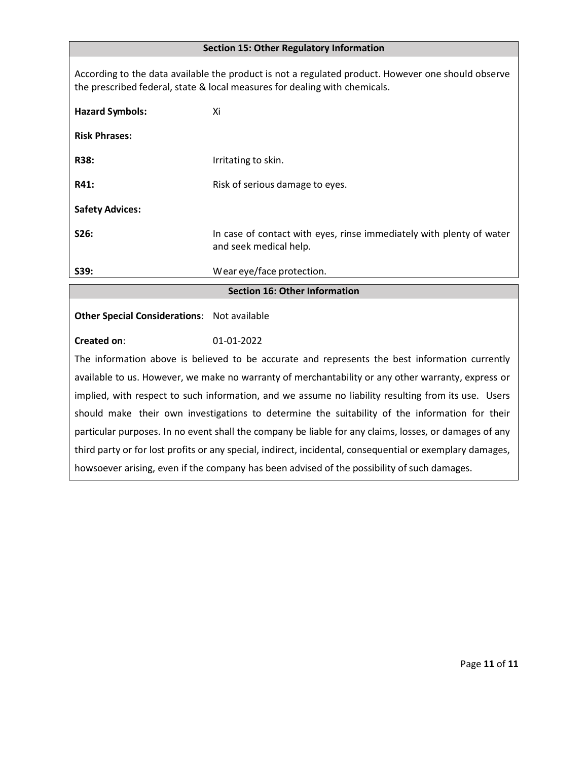## Section 15: Other Regulatory Information

According to the data available the product is not a regulated product. However one should observe the prescribed federal, state & local measures for dealing with chemicals.

**Hazard Symbols:** Xi

**Risk Phrases:**

**R38:** Irritating to skin.

**R41:** Risk of serious damage to eyes.

**Safety Advices:**

**S26:** In case of contact with eyes, rinse immediately with plenty of water and seek medical help.

**S39:** Wear eye/face protection.

## Section 16: Other Information

**Other Special Considerations**: Not available

**Created on**: 01-01-2022

The information above is believed to be accurate and represents the best information currently available to us. However, we make no warranty of merchantability or any other warranty, express or implied, with respect to such information, and we assume no liability resulting from its use. Users should make their own investigations to determine the suitability of the information for their particular purposes. In no event shall the company be liable for any claims, losses, or damages of any third party or for lost profits or any special, indirect, incidental, consequential or exemplary damages, howsoever arising, even if the company has been advised of the possibility of such damages.